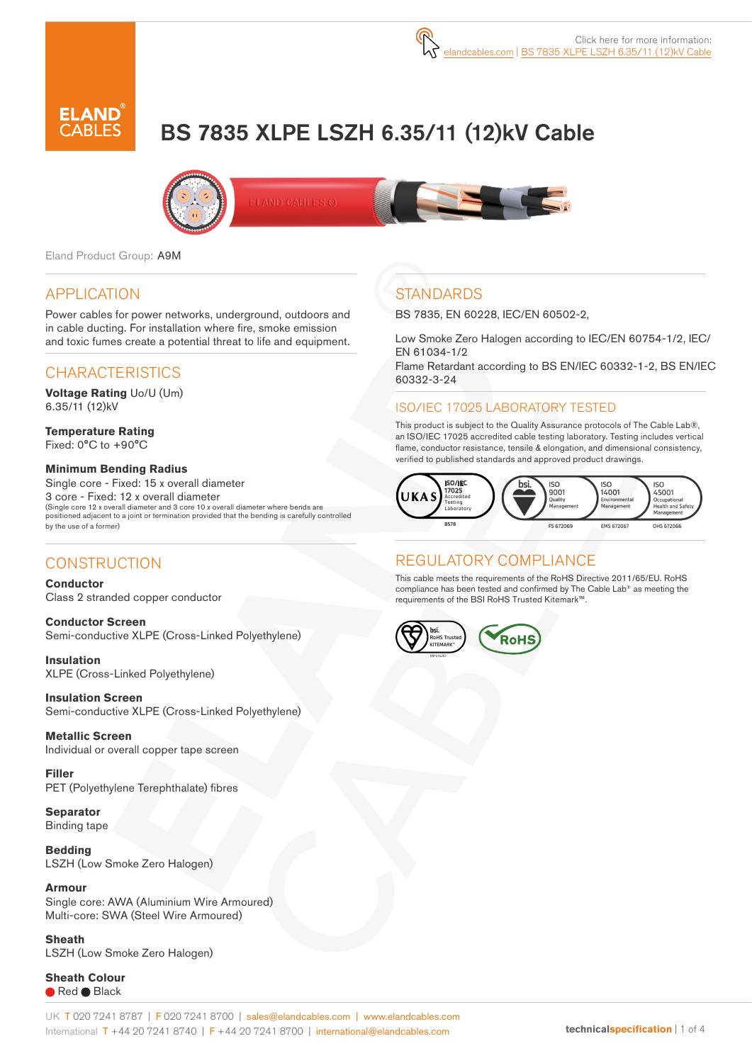Click here for more information: elandcables.com | BS 7835 XLPE LSZH 6.35/11 (12)kV Cable

# BS 7835 XLPE LSZH 6.35/11 (12)kV Cable

Eland Product Group: A9M

## APPLICATION

Power cables for power networks, underground, outdoors and in cable ducting. For installation where fire, smoke emission and toxic fumes create a potential threat to life and equipment.

## CHARACTERISTICS

**Voltage Rating** Uo/U (Um)
6.35/11 (12)kV

**Temperature Rating**
Fixed: 0°C to +90°C

**Minimum Bending Radius**
Single core - Fixed: 15 x overall diameter
3 core - Fixed: 12 x overall diameter
(Single core 12 x overall diameter and 3 core 10 x overall diameter where bends are positioned adjacent to a joint or termination provided that the bending is carefully controlled by the use of a former)

## CONSTRUCTION

**Conductor**
Class 2 stranded copper conductor

**Conductor Screen**
Semi-conductive XLPE (Cross-Linked Polyethylene)

**Insulation**
XLPE (Cross-Linked Polyethylene)

**Insulation Screen**
Semi-conductive XLPE (Cross-Linked Polyethylene)

**Metallic Screen**
Individual or overall copper tape screen

**Filler**
PET (Polyethylene Terephthalate) fibres

**Separator**
Binding tape

**Bedding**
LSZH (Low Smoke Zero Halogen)

**Armour**
Single core: AWA (Aluminium Wire Armoured)
Multi-core: SWA (Steel Wire Armoured)

**Sheath**
LSZH (Low Smoke Zero Halogen)

**Sheath Colour**
● Red ● Black

## STANDARDS

BS 7835, EN 60228, IEC/EN 60502-2,

Low Smoke Zero Halogen according to IEC/EN 60754-1/2, IEC/EN 61034-1/2
Flame Retardant according to BS EN/IEC 60332-1-2, BS EN/IEC 60332-3-24

## ISO/IEC 17025 LABORATORY TESTED

This product is subject to the Quality Assurance protocols of The Cable Lab®, an ISO/IEC 17025 accredited cable testing laboratory. Testing includes vertical flame, conductor resistance, tensile & elongation, and dimensional consistency, verified to published standards and approved product drawings.

UKAS ISO/IEC 17025 Accredited Testing Laboratory 8578 | bsi. ISO 9001 Quality Management FS 672069 | ISO 14001 Environmental Management EMS 672067 | ISO 45001 Occupational Health and Safety Management OHS 672066

## REGULATORY COMPLIANCE

This cable meets the requirements of the RoHS Directive 2011/65/EU. RoHS compliance has been tested and confirmed by The Cable Lab® as meeting the requirements of the BSI RoHS Trusted Kitemark™.

bsi. RoHS Trusted KITEMARK™ | RoHS

UK T 020 7241 8787 | F 020 7241 8700 | sales@elandcables.com | www.elandcables.com
International T +44 20 7241 8740 | F +44 20 7241 8700 | international@elandcables.com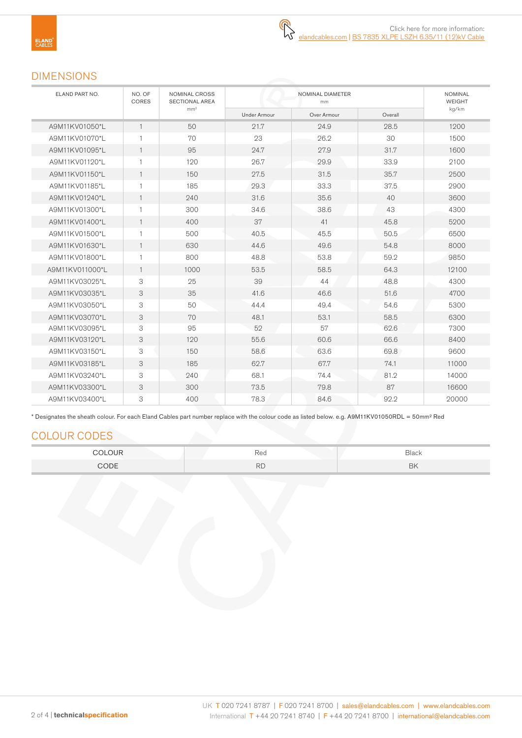Click here for more information:
elandcables.com | BS 7835 XLPE LSZH 6.35/11 (12)kV Cable

## DIMENSIONS

| ELAND PART NO. | NO. OF CORES | NOMINAL CROSS SECTIONAL AREA $mm^2$ | NOMINAL DIAMETER mm | | | NOMINAL WEIGHT kg/km |
|---|---|---|---|---|---|---|
| | | | Under Armour | Over Armour | Overall | |
| A9M11KV01050*L | 1 | 50 | 21.7 | 24.9 | 28.5 | 1200 |
| A9M11KV01070*L | 1 | 70 | 23 | 26.2 | 30 | 1500 |
| A9M11KV01095*L | 1 | 95 | 24.7 | 27.9 | 31.7 | 1600 |
| A9M11KV01120*L | 1 | 120 | 26.7 | 29.9 | 33.9 | 2100 |
| A9M11KV01150*L | 1 | 150 | 27.5 | 31.5 | 35.7 | 2500 |
| A9M11KV01185*L | 1 | 185 | 29.3 | 33.3 | 37.5 | 2900 |
| A9M11KV01240*L | 1 | 240 | 31.6 | 35.6 | 40 | 3600 |
| A9M11KV01300*L | 1 | 300 | 34.6 | 38.6 | 43 | 4300 |
| A9M11KV01400*L | 1 | 400 | 37 | 41 | 45.8 | 5200 |
| A9M11KV01500*L | 1 | 500 | 40.5 | 45.5 | 50.5 | 6500 |
| A9M11KV01630*L | 1 | 630 | 44.6 | 49.6 | 54.8 | 8000 |
| A9M11KV01800*L | 1 | 800 | 48.8 | 53.8 | 59.2 | 9850 |
| A9M11KV011000*L | 1 | 1000 | 53.5 | 58.5 | 64.3 | 12100 |
| A9M11KV03025*L | 3 | 25 | 39 | 44 | 48.8 | 4300 |
| A9M11KV03035*L | 3 | 35 | 41.6 | 46.6 | 51.6 | 4700 |
| A9M11KV03050*L | 3 | 50 | 44.4 | 49.4 | 54.6 | 5300 |
| A9M11KV03070*L | 3 | 70 | 48.1 | 53.1 | 58.5 | 6300 |
| A9M11KV03095*L | 3 | 95 | 52 | 57 | 62.6 | 7300 |
| A9M11KV03120*L | 3 | 120 | 55.6 | 60.6 | 66.6 | 8400 |
| A9M11KV03150*L | 3 | 150 | 58.6 | 63.6 | 69.8 | 9600 |
| A9M11KV03185*L | 3 | 185 | 62.7 | 67.7 | 74.1 | 11000 |
| A9M11KV03240*L | 3 | 240 | 68.1 | 74.4 | 81.2 | 14000 |
| A9M11KV03300*L | 3 | 300 | 73.5 | 79.8 | 87 | 16600 |
| A9M11KV03400*L | 3 | 400 | 78.3 | 84.6 | 92.2 | 20000 |

* Designates the sheath colour. For each Eland Cables part number replace with the colour code as listed below. e.g. A9M11KV01050RDL = 50mm² Red

## COLOUR CODES

| COLOUR | Red | Black |
|---|---|---|
| CODE | RD | BK |

UK T 020 7241 8787 | F 020 7241 8700 | sales@elandcables.com | www.elandcables.com
International T +44 20 7241 8740 | F +44 20 7241 8700 | international@elandcables.com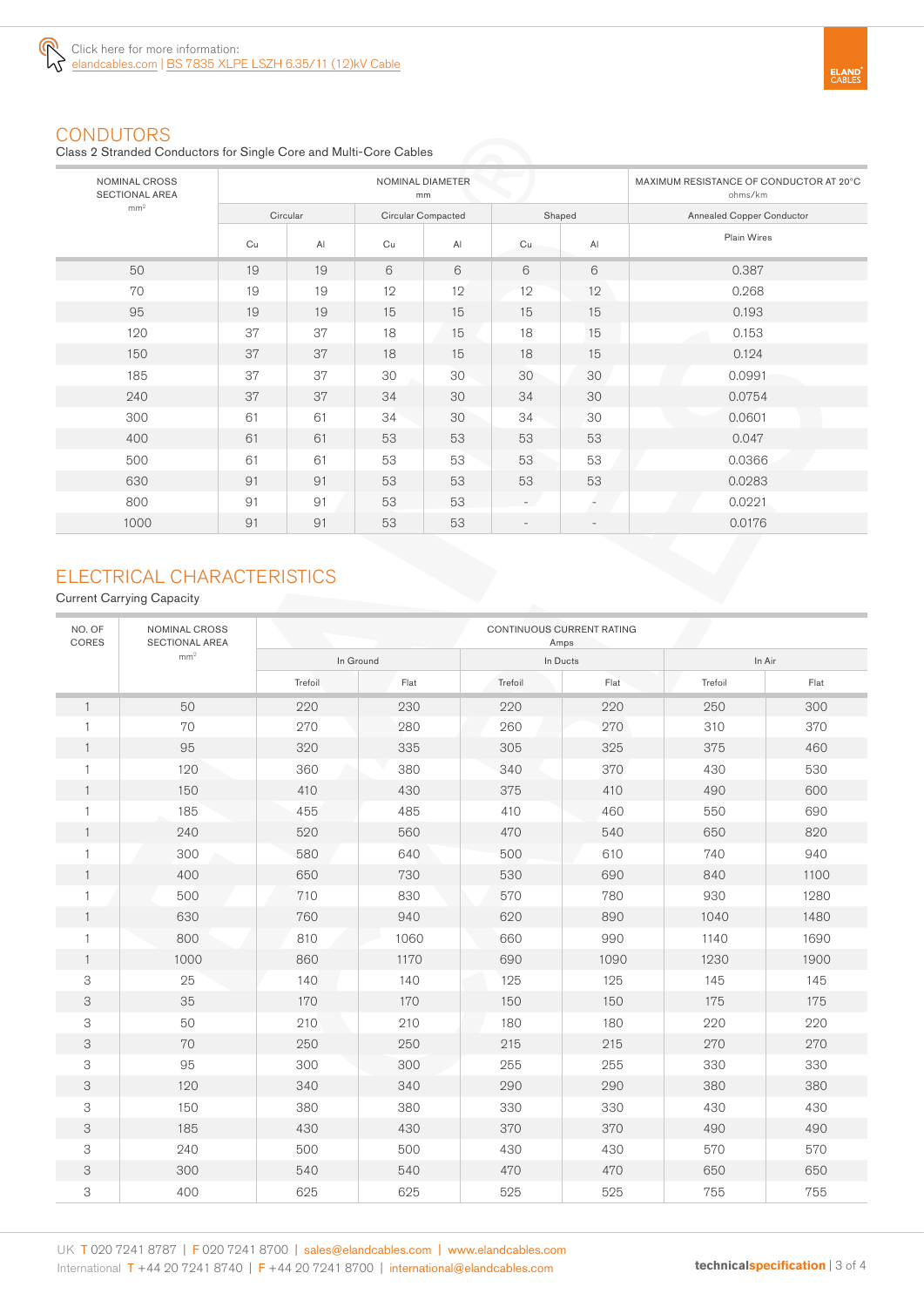Click here for more information:
elandcables.com | BS 7835 XLPE LSZH 6.35/11 (12)kV Cable

## CONDUTORS

Class 2 Stranded Conductors for Single Core and Multi-Core Cables

| NOMINAL CROSS SECTIONAL AREA mm² | NOMINAL DIAMETER mm | | | | | | MAXIMUM RESISTANCE OF CONDUCTOR AT 20°C ohms/km |
|---|---|---|---|---|---|---|---|
| | Circular | | Circular Compacted | | Shaped | | Annealed Copper Conductor |
| | Cu | Al | Cu | Al | Cu | Al | Plain Wires |
| 50 | 19 | 19 | 6 | 6 | 6 | 6 | 0.387 |
| 70 | 19 | 19 | 12 | 12 | 12 | 12 | 0.268 |
| 95 | 19 | 19 | 15 | 15 | 15 | 15 | 0.193 |
| 120 | 37 | 37 | 18 | 15 | 18 | 15 | 0.153 |
| 150 | 37 | 37 | 18 | 15 | 18 | 15 | 0.124 |
| 185 | 37 | 37 | 30 | 30 | 30 | 30 | 0.0991 |
| 240 | 37 | 37 | 34 | 30 | 34 | 30 | 0.0754 |
| 300 | 61 | 61 | 34 | 30 | 34 | 30 | 0.0601 |
| 400 | 61 | 61 | 53 | 53 | 53 | 53 | 0.047 |
| 500 | 61 | 61 | 53 | 53 | 53 | 53 | 0.0366 |
| 630 | 91 | 91 | 53 | 53 | 53 | 53 | 0.0283 |
| 800 | 91 | 91 | 53 | 53 | - | - | 0.0221 |
| 1000 | 91 | 91 | 53 | 53 | - | - | 0.0176 |

## ELECTRICAL CHARACTERISTICS

Current Carrying Capacity

| NO. OF CORES | NOMINAL CROSS SECTIONAL AREA mm² | CONTINUOUS CURRENT RATING Amps | | | | | |
|---|---|---|---|---|---|---|---|
| | | In Ground | | In Ducts | | In Air | |
| | | Trefoil | Flat | Trefoil | Flat | Trefoil | Flat |
| 1 | 50 | 220 | 230 | 220 | 220 | 250 | 300 |
| 1 | 70 | 270 | 280 | 260 | 270 | 310 | 370 |
| 1 | 95 | 320 | 335 | 305 | 325 | 375 | 460 |
| 1 | 120 | 360 | 380 | 340 | 370 | 430 | 530 |
| 1 | 150 | 410 | 430 | 375 | 410 | 490 | 600 |
| 1 | 185 | 455 | 485 | 410 | 460 | 550 | 690 |
| 1 | 240 | 520 | 560 | 470 | 540 | 650 | 820 |
| 1 | 300 | 580 | 640 | 500 | 610 | 740 | 940 |
| 1 | 400 | 650 | 730 | 530 | 690 | 840 | 1100 |
| 1 | 500 | 710 | 830 | 570 | 780 | 930 | 1280 |
| 1 | 630 | 760 | 940 | 620 | 890 | 1040 | 1480 |
| 1 | 800 | 810 | 1060 | 660 | 990 | 1140 | 1690 |
| 1 | 1000 | 860 | 1170 | 690 | 1090 | 1230 | 1900 |
| 3 | 25 | 140 | 140 | 125 | 125 | 145 | 145 |
| 3 | 35 | 170 | 170 | 150 | 150 | 175 | 175 |
| 3 | 50 | 210 | 210 | 180 | 180 | 220 | 220 |
| 3 | 70 | 250 | 250 | 215 | 215 | 270 | 270 |
| 3 | 95 | 300 | 300 | 255 | 255 | 330 | 330 |
| 3 | 120 | 340 | 340 | 290 | 290 | 380 | 380 |
| 3 | 150 | 380 | 380 | 330 | 330 | 430 | 430 |
| 3 | 185 | 430 | 430 | 370 | 370 | 490 | 490 |
| 3 | 240 | 500 | 500 | 430 | 430 | 570 | 570 |
| 3 | 300 | 540 | 540 | 470 | 470 | 650 | 650 |
| 3 | 400 | 625 | 625 | 525 | 525 | 755 | 755 |

UK T 020 7241 8787 | F 020 7241 8700 | sales@elandcables.com | www.elandcables.com
International T +44 20 7241 8740 | F +44 20 7241 8700 | international@elandcables.com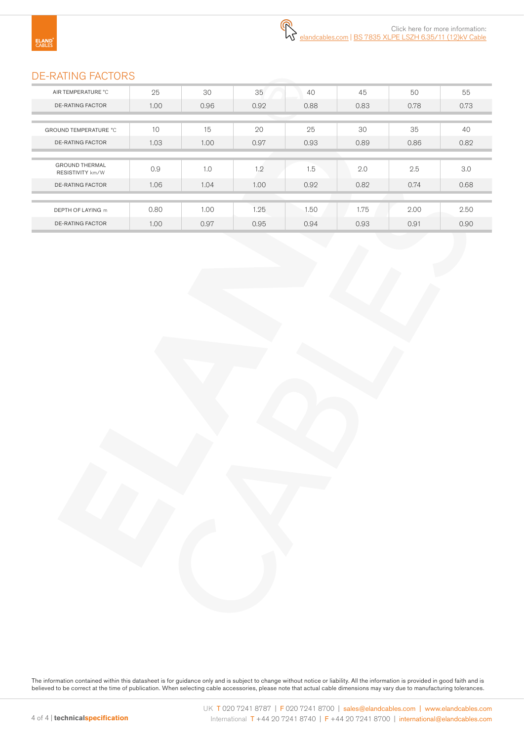Click here for more information: elandcables.com | BS 7835 XLPE LSZH 6.35/11 (12)kV Cable

## DE-RATING FACTORS

| AIR TEMPERATURE °C | 25 | 30 | 35 | 40 | 45 | 50 | 55 |
|---|---|---|---|---|---|---|---|
| DE-RATING FACTOR | 1.00 | 0.96 | 0.92 | 0.88 | 0.83 | 0.78 | 0.73 |

| GROUND TEMPERATURE °C | 10 | 15 | 20 | 25 | 30 | 35 | 40 |
|---|---|---|---|---|---|---|---|
| DE-RATING FACTOR | 1.03 | 1.00 | 0.97 | 0.93 | 0.89 | 0.86 | 0.82 |

| GROUND THERMAL RESISTIVITY km/W | 0.9 | 1.0 | 1.2 | 1.5 | 2.0 | 2.5 | 3.0 |
|---|---|---|---|---|---|---|---|
| DE-RATING FACTOR | 1.06 | 1.04 | 1.00 | 0.92 | 0.82 | 0.74 | 0.68 |

| DEPTH OF LAYING m | 0.80 | 1.00 | 1.25 | 1.50 | 1.75 | 2.00 | 2.50 |
|---|---|---|---|---|---|---|---|
| DE-RATING FACTOR | 1.00 | 0.97 | 0.95 | 0.94 | 0.93 | 0.91 | 0.90 |

The information contained within this datasheet is for guidance only and is subject to change without notice or liability. All the information is provided in good faith and is believed to be correct at the time of publication. When selecting cable accessories, please note that actual cable dimensions may vary due to manufacturing tolerances.

UK T 020 7241 8787 | F 020 7241 8700 | sales@elandcables.com | www.elandcables.com
International T +44 20 7241 8740 | F +44 20 7241 8700 | international@elandcables.com